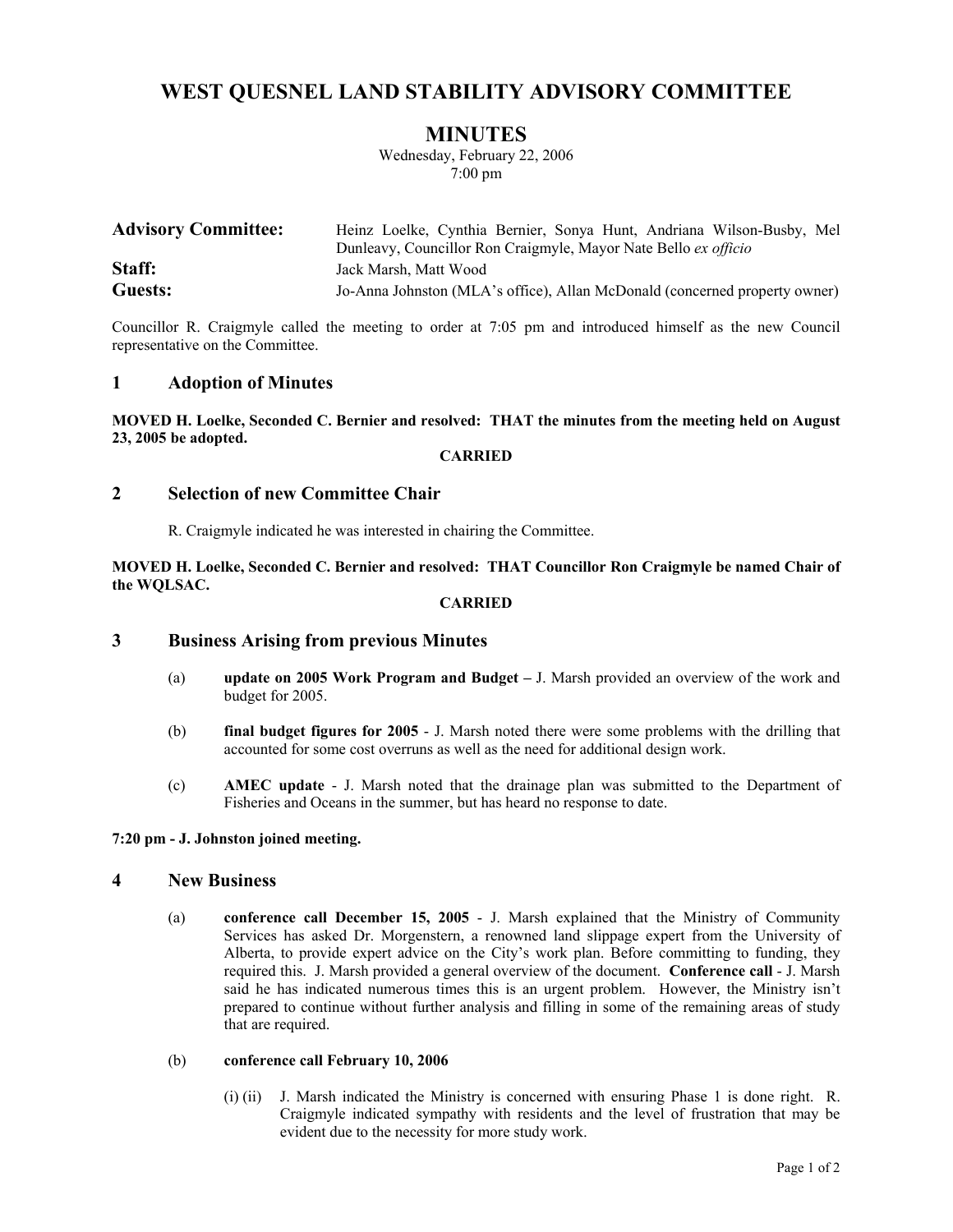# WEST QUESNEL LAND STABILITY ADVISORY COMMITTEE

## MINUTES

Wednesday, February 22, 2006
7:00 pm

| | |
|---|---|
| **Advisory Committee:** | Heinz Loelke, Cynthia Bernier, Sonya Hunt, Andriana Wilson-Busby, Mel Dunleavy, Councillor Ron Craigmyle, Mayor Nate Bello *ex officio* |
| **Staff:** | Jack Marsh, Matt Wood |
| **Guests:** | Jo-Anna Johnston (MLA's office), Allan McDonald (concerned property owner) |

Councillor R. Craigmyle called the meeting to order at 7:05 pm and introduced himself as the new Council representative on the Committee.

### 1 Adoption of Minutes

**MOVED H. Loelke, Seconded C. Bernier and resolved: THAT the minutes from the meeting held on August 23, 2005 be adopted.**

**CARRIED**

### 2 Selection of new Committee Chair

R. Craigmyle indicated he was interested in chairing the Committee.

**MOVED H. Loelke, Seconded C. Bernier and resolved: THAT Councillor Ron Craigmyle be named Chair of the WQLSAC.**

**CARRIED**

### 3 Business Arising from previous Minutes

(a) **update on 2005 Work Program and Budget –** J. Marsh provided an overview of the work and budget for 2005.

(b) **final budget figures for 2005** - J. Marsh noted there were some problems with the drilling that accounted for some cost overruns as well as the need for additional design work.

(c) **AMEC update** - J. Marsh noted that the drainage plan was submitted to the Department of Fisheries and Oceans in the summer, but has heard no response to date.

**7:20 pm - J. Johnston joined meeting.**

### 4 New Business

(a) **conference call December 15, 2005** - J. Marsh explained that the Ministry of Community Services has asked Dr. Morgenstern, a renowned land slippage expert from the University of Alberta, to provide expert advice on the City's work plan. Before committing to funding, they required this. J. Marsh provided a general overview of the document. **Conference call** - J. Marsh said he has indicated numerous times this is an urgent problem. However, the Ministry isn't prepared to continue without further analysis and filling in some of the remaining areas of study that are required.

(b) **conference call February 10, 2006**

(i) (ii) J. Marsh indicated the Ministry is concerned with ensuring Phase 1 is done right. R. Craigmyle indicated sympathy with residents and the level of frustration that may be evident due to the necessity for more study work.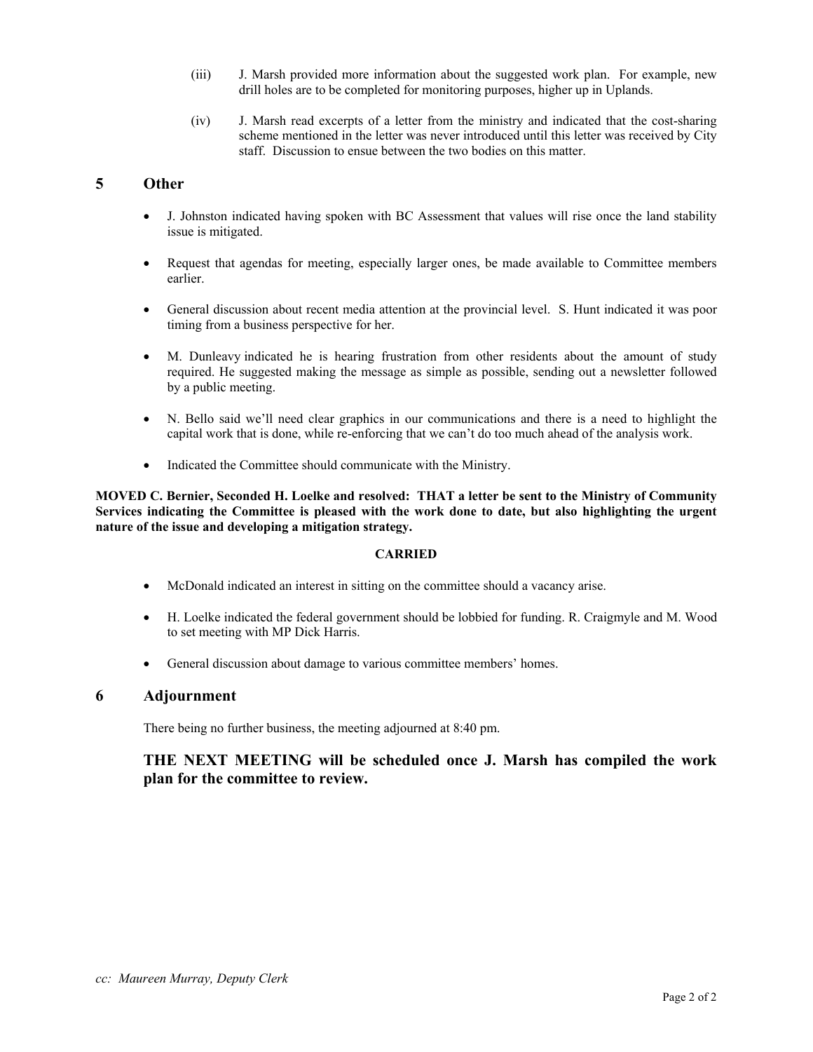(iii) J. Marsh provided more information about the suggested work plan. For example, new drill holes are to be completed for monitoring purposes, higher up in Uplands.

(iv) J. Marsh read excerpts of a letter from the ministry and indicated that the cost-sharing scheme mentioned in the letter was never introduced until this letter was received by City staff. Discussion to ensue between the two bodies on this matter.

## 5 Other

- J. Johnston indicated having spoken with BC Assessment that values will rise once the land stability issue is mitigated.

- Request that agendas for meeting, especially larger ones, be made available to Committee members earlier.

- General discussion about recent media attention at the provincial level. S. Hunt indicated it was poor timing from a business perspective for her.

- M. Dunleavy indicated he is hearing frustration from other residents about the amount of study required. He suggested making the message as simple as possible, sending out a newsletter followed by a public meeting.

- N. Bello said we'll need clear graphics in our communications and there is a need to highlight the capital work that is done, while re-enforcing that we can't do too much ahead of the analysis work.

- Indicated the Committee should communicate with the Ministry.

**MOVED C. Bernier, Seconded H. Loelke and resolved: THAT a letter be sent to the Ministry of Community Services indicating the Committee is pleased with the work done to date, but also highlighting the urgent nature of the issue and developing a mitigation strategy.**

**CARRIED**

- McDonald indicated an interest in sitting on the committee should a vacancy arise.

- H. Loelke indicated the federal government should be lobbied for funding. R. Craigmyle and M. Wood to set meeting with MP Dick Harris.

- General discussion about damage to various committee members' homes.

## 6 Adjournment

There being no further business, the meeting adjourned at 8:40 pm.

### THE NEXT MEETING will be scheduled once J. Marsh has compiled the work plan for the committee to review.

*cc: Maureen Murray, Deputy Clerk*